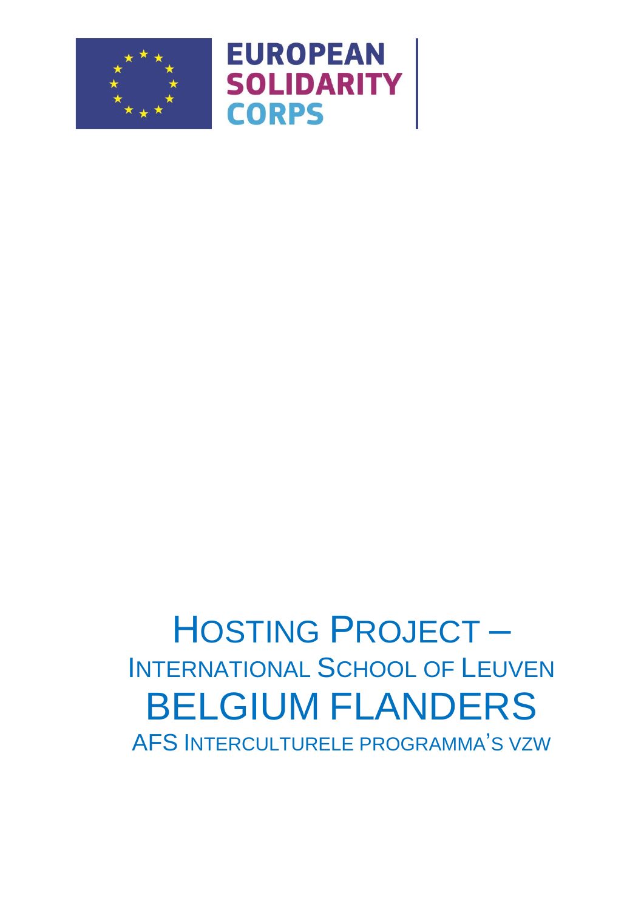EUROPEAN SOLIDARITY CORPS

# Hosting Project – International School of Leuven

# BELGIUM FLANDERS

AFS Interculturele programma's vzw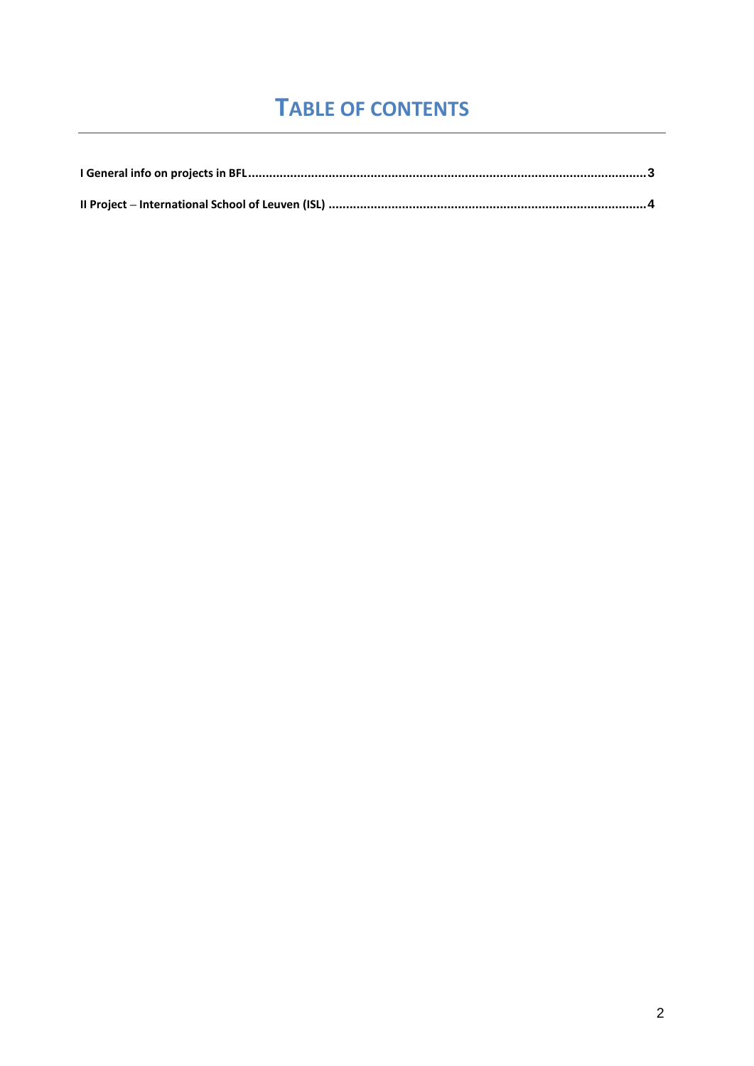# TABLE OF CONTENTS

**I General info on projects in BFL** .................................................................................................................... **3**

**II Project – International School of Leuven (ISL)** ........................................................................................... **4**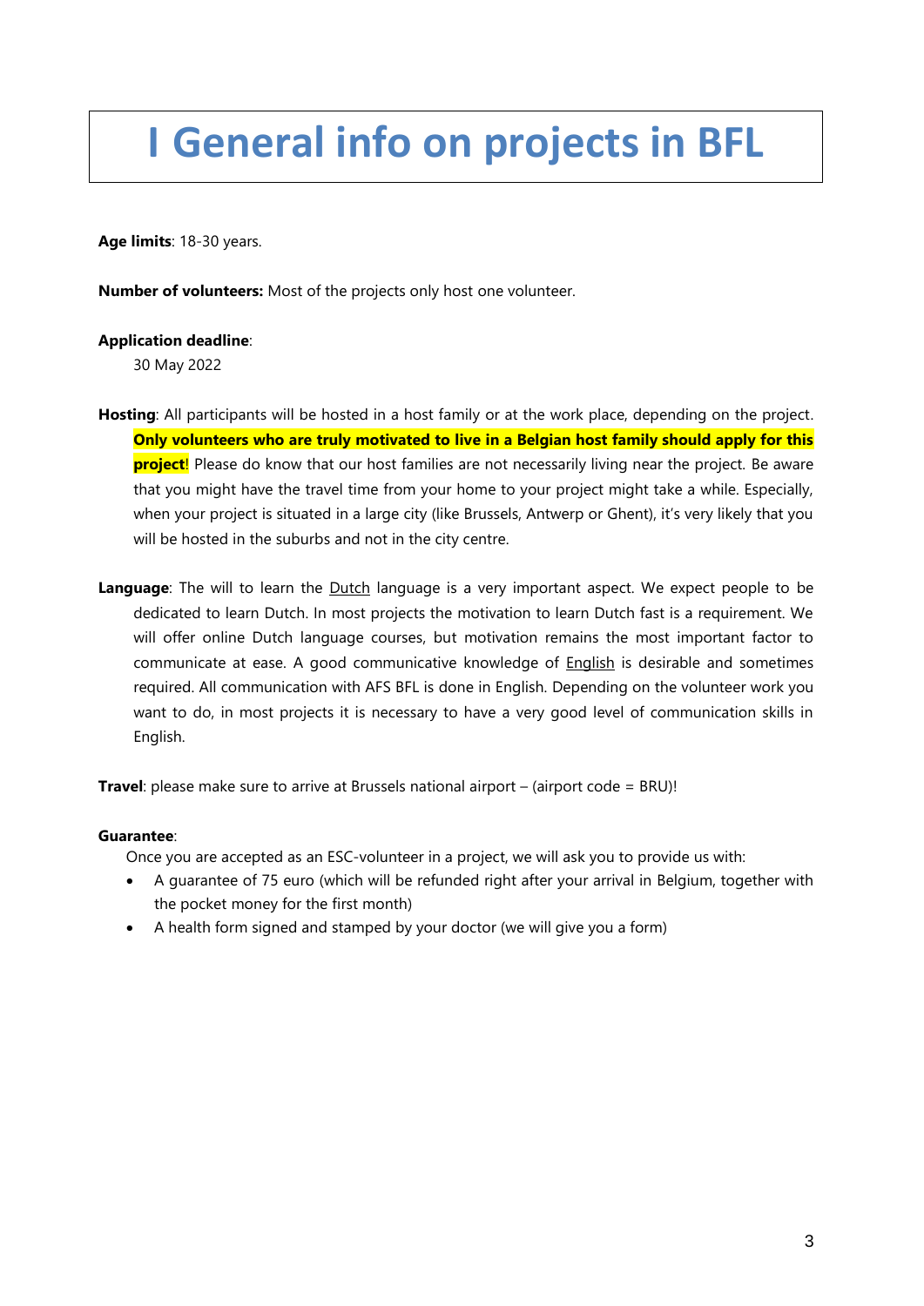# I General info on projects in BFL

**Age limits**: 18-30 years.

**Number of volunteers:** Most of the projects only host one volunteer.

**Application deadline**:

30 May 2022

**Hosting**: All participants will be hosted in a host family or at the work place, depending on the project. **Only volunteers who are truly motivated to live in a Belgian host family should apply for this project**! Please do know that our host families are not necessarily living near the project. Be aware that you might have the travel time from your home to your project might take a while. Especially, when your project is situated in a large city (like Brussels, Antwerp or Ghent), it's very likely that you will be hosted in the suburbs and not in the city centre.

**Language**: The will to learn the Dutch language is a very important aspect. We expect people to be dedicated to learn Dutch. In most projects the motivation to learn Dutch fast is a requirement. We will offer online Dutch language courses, but motivation remains the most important factor to communicate at ease. A good communicative knowledge of English is desirable and sometimes required. All communication with AFS BFL is done in English. Depending on the volunteer work you want to do, in most projects it is necessary to have a very good level of communication skills in English.

**Travel**: please make sure to arrive at Brussels national airport – (airport code = BRU)!

**Guarantee**:

Once you are accepted as an ESC-volunteer in a project, we will ask you to provide us with:

- A guarantee of 75 euro (which will be refunded right after your arrival in Belgium, together with the pocket money for the first month)
- A health form signed and stamped by your doctor (we will give you a form)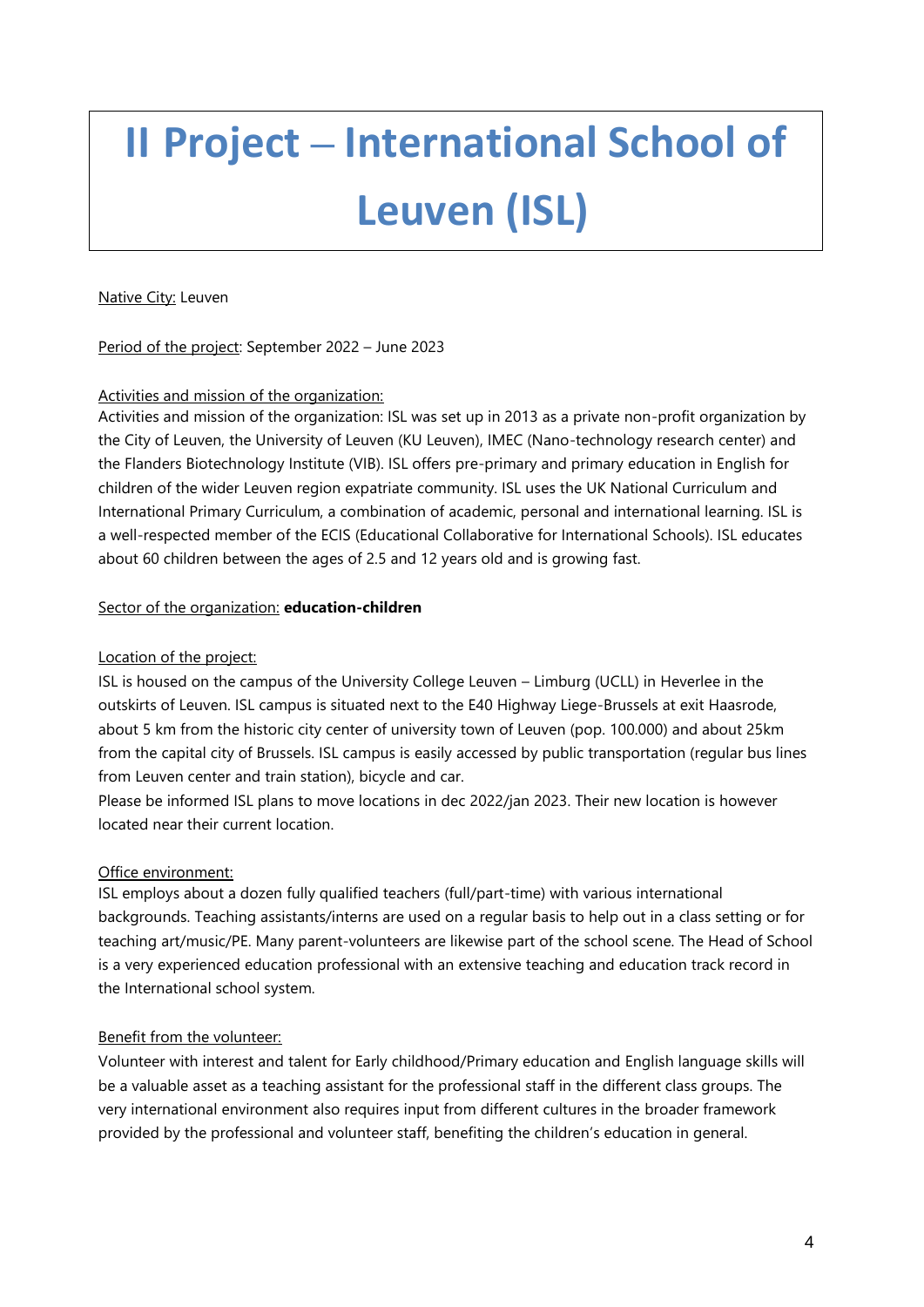# II Project – International School of Leuven (ISL)

Native City: Leuven

Period of the project: September 2022 – June 2023

Activities and mission of the organization:

Activities and mission of the organization: ISL was set up in 2013 as a private non-profit organization by the City of Leuven, the University of Leuven (KU Leuven), IMEC (Nano-technology research center) and the Flanders Biotechnology Institute (VIB). ISL offers pre-primary and primary education in English for children of the wider Leuven region expatriate community. ISL uses the UK National Curriculum and International Primary Curriculum, a combination of academic, personal and international learning. ISL is a well-respected member of the ECIS (Educational Collaborative for International Schools). ISL educates about 60 children between the ages of 2.5 and 12 years old and is growing fast.

Sector of the organization: **education-children**

Location of the project:

ISL is housed on the campus of the University College Leuven – Limburg (UCLL) in Heverlee in the outskirts of Leuven. ISL campus is situated next to the E40 Highway Liege-Brussels at exit Haasrode, about 5 km from the historic city center of university town of Leuven (pop. 100.000) and about 25km from the capital city of Brussels. ISL campus is easily accessed by public transportation (regular bus lines from Leuven center and train station), bicycle and car.

Please be informed ISL plans to move locations in dec 2022/jan 2023. Their new location is however located near their current location.

Office environment:

ISL employs about a dozen fully qualified teachers (full/part-time) with various international backgrounds. Teaching assistants/interns are used on a regular basis to help out in a class setting or for teaching art/music/PE. Many parent-volunteers are likewise part of the school scene. The Head of School is a very experienced education professional with an extensive teaching and education track record in the International school system.

Benefit from the volunteer:

Volunteer with interest and talent for Early childhood/Primary education and English language skills will be a valuable asset as a teaching assistant for the professional staff in the different class groups. The very international environment also requires input from different cultures in the broader framework provided by the professional and volunteer staff, benefiting the children's education in general.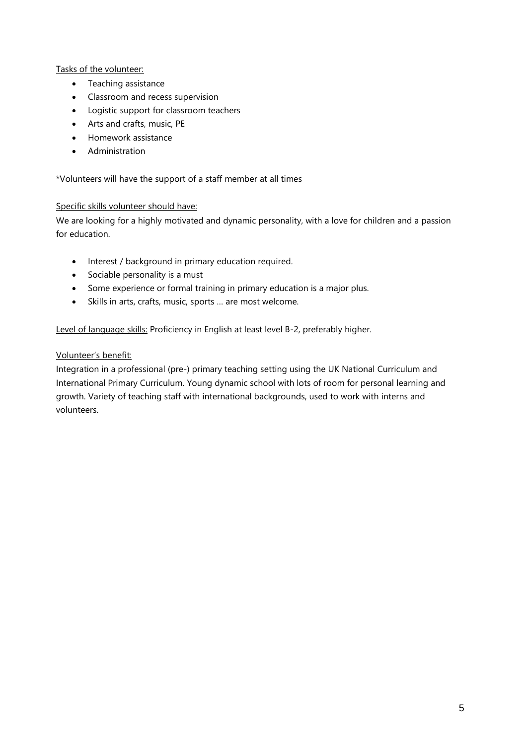Tasks of the volunteer:

- Teaching assistance
- Classroom and recess supervision
- Logistic support for classroom teachers
- Arts and crafts, music, PE
- Homework assistance
- Administration

*Volunteers will have the support of a staff member at all times

Specific skills volunteer should have:

We are looking for a highly motivated and dynamic personality, with a love for children and a passion for education.

- Interest / background in primary education required.
- Sociable personality is a must
- Some experience or formal training in primary education is a major plus.
- Skills in arts, crafts, music, sports … are most welcome.

Level of language skills: Proficiency in English at least level B-2, preferably higher.

Volunteer's benefit:

Integration in a professional (pre-) primary teaching setting using the UK National Curriculum and International Primary Curriculum. Young dynamic school with lots of room for personal learning and growth. Variety of teaching staff with international backgrounds, used to work with interns and volunteers.